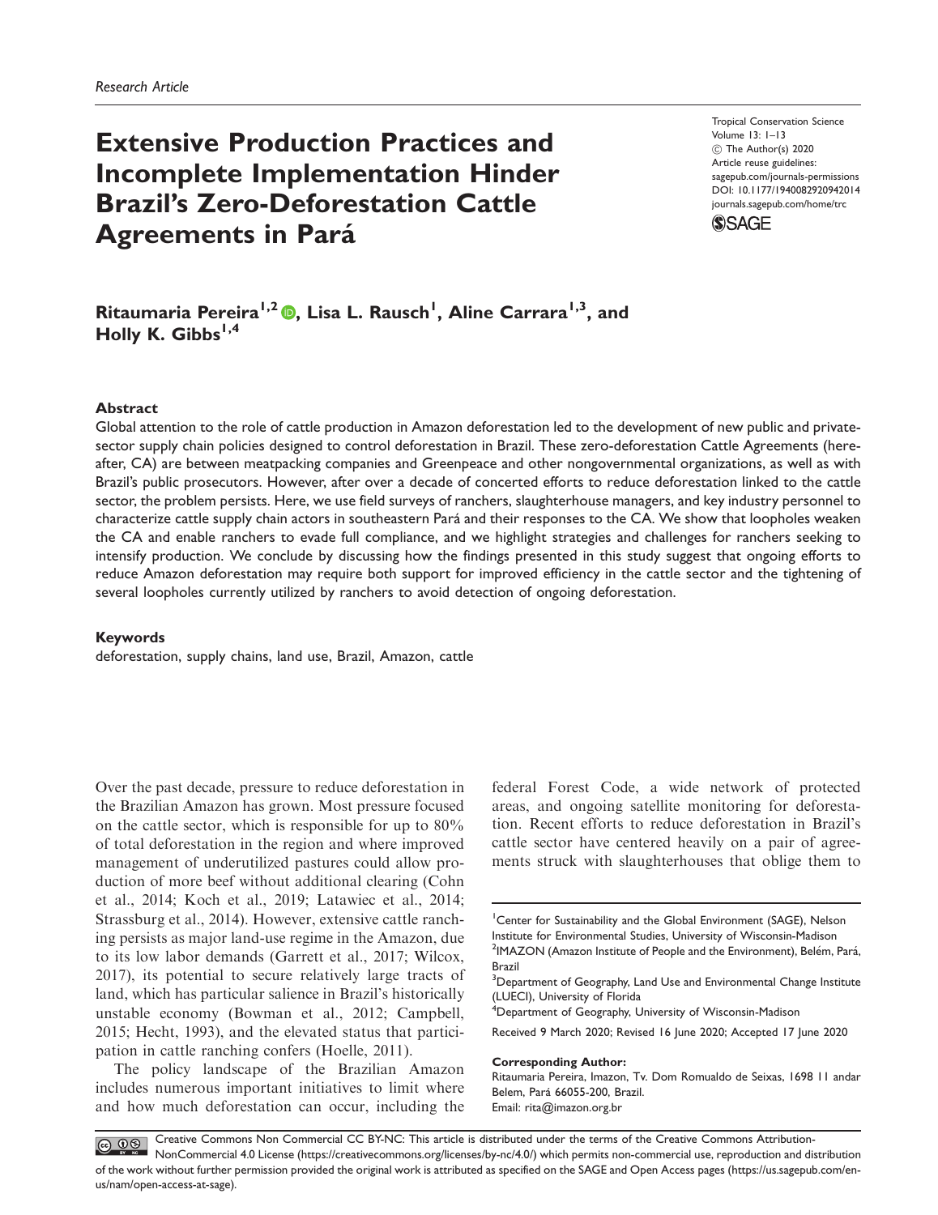Research Article

# Extensive Production Practices and Incomplete Implementation Hinder Brazil's Zero-Deforestation Cattle Agreements in Pará

Ritaumaria Pereira[1,2], Lisa L. Rausch[1], Aline Carrara[1,3], and Holly K. Gibbs[1,4]

## Abstract

Global attention to the role of cattle production in Amazon deforestation led to the development of new public and private-sector supply chain policies designed to control deforestation in Brazil. These zero-deforestation Cattle Agreements (hereafter, CA) are between meatpacking companies and Greenpeace and other nongovernmental organizations, as well as with Brazil's public prosecutors. However, after over a decade of concerted efforts to reduce deforestation linked to the cattle sector, the problem persists. Here, we use field surveys of ranchers, slaughterhouse managers, and key industry personnel to characterize cattle supply chain actors in southeastern Pará and their responses to the CA. We show that loopholes weaken the CA and enable ranchers to evade full compliance, and we highlight strategies and challenges for ranchers seeking to intensify production. We conclude by discussing how the findings presented in this study suggest that ongoing efforts to reduce Amazon deforestation may require both support for improved efficiency in the cattle sector and the tightening of several loopholes currently utilized by ranchers to avoid detection of ongoing deforestation.

### Keywords

deforestation, supply chains, land use, Brazil, Amazon, cattle

Over the past decade, pressure to reduce deforestation in the Brazilian Amazon has grown. Most pressure focused on the cattle sector, which is responsible for up to 80% of total deforestation in the region and where improved management of underutilized pastures could allow production of more beef without additional clearing (Cohn et al., 2014; Koch et al., 2019; Latawiec et al., 2014; Strassburg et al., 2014). However, extensive cattle ranching persists as major land-use regime in the Amazon, due to its low labor demands (Garrett et al., 2017; Wilcox, 2017), its potential to secure relatively large tracts of land, which has particular salience in Brazil's historically unstable economy (Bowman et al., 2012; Campbell, 2015; Hecht, 1993), and the elevated status that participation in cattle ranching confers (Hoelle, 2011).

The policy landscape of the Brazilian Amazon includes numerous important initiatives to limit where and how much deforestation can occur, including the federal Forest Code, a wide network of protected areas, and ongoing satellite monitoring for deforestation. Recent efforts to reduce deforestation in Brazil's cattle sector have centered heavily on a pair of agreements struck with slaughterhouses that oblige them to

[1]Center for Sustainability and the Global Environment (SAGE), Nelson Institute for Environmental Studies, University of Wisconsin-Madison
[2]IMAZON (Amazon Institute of People and the Environment), Belém, Pará, Brazil
[3]Department of Geography, Land Use and Environmental Change Institute (LUECI), University of Florida
[4]Department of Geography, University of Wisconsin-Madison

Received 9 March 2020; Revised 16 June 2020; Accepted 17 June 2020

**Corresponding Author:**
Ritaumaria Pereira, Imazon, Tv. Dom Romualdo de Seixas, 1698 11 andar Belem, Pará 66055-200, Brazil.
Email: rita@imazon.org.br

Creative Commons Non Commercial CC BY-NC: This article is distributed under the terms of the Creative Commons Attribution-NonCommercial 4.0 License (https://creativecommons.org/licenses/by-nc/4.0/) which permits non-commercial use, reproduction and distribution of the work without further permission provided the original work is attributed as specified on the SAGE and Open Access pages (https://us.sagepub.com/en-us/nam/open-access-at-sage).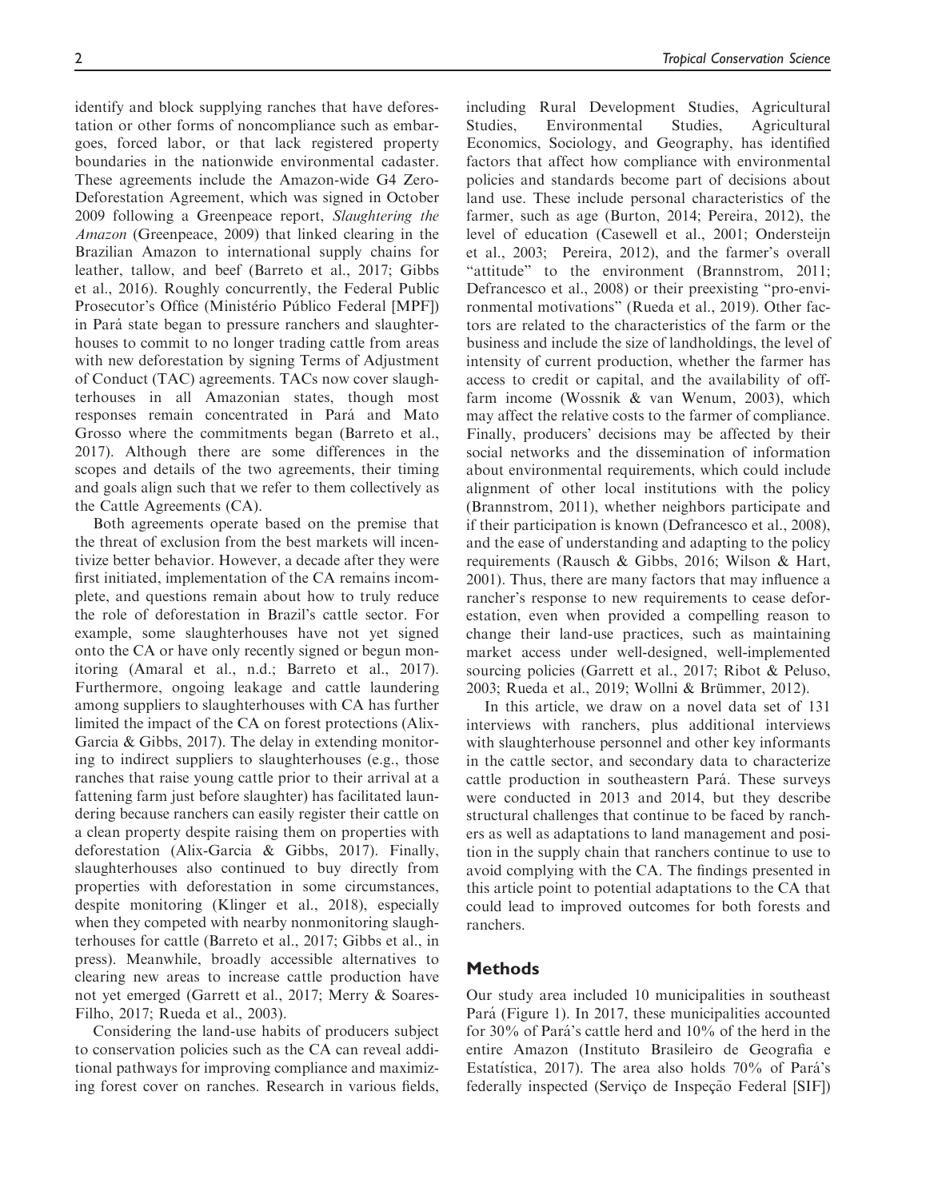identify and block supplying ranches that have deforestation or other forms of noncompliance such as embargoes, forced labor, or that lack registered property boundaries in the nationwide environmental cadaster. These agreements include the Amazon-wide G4 Zero-Deforestation Agreement, which was signed in October 2009 following a Greenpeace report, *Slaughtering the Amazon* (Greenpeace, 2009) that linked clearing in the Brazilian Amazon to international supply chains for leather, tallow, and beef (Barreto et al., 2017; Gibbs et al., 2016). Roughly concurrently, the Federal Public Prosecutor's Office (Ministério Público Federal [MPF]) in Pará state began to pressure ranchers and slaughterhouses to commit to no longer trading cattle from areas with new deforestation by signing Terms of Adjustment of Conduct (TAC) agreements. TACs now cover slaughterhouses in all Amazonian states, though most responses remain concentrated in Pará and Mato Grosso where the commitments began (Barreto et al., 2017). Although there are some differences in the scopes and details of the two agreements, their timing and goals align such that we refer to them collectively as the Cattle Agreements (CA).

Both agreements operate based on the premise that the threat of exclusion from the best markets will incentivize better behavior. However, a decade after they were first initiated, implementation of the CA remains incomplete, and questions remain about how to truly reduce the role of deforestation in Brazil's cattle sector. For example, some slaughterhouses have not yet signed onto the CA or have only recently signed or begun monitoring (Amaral et al., n.d.; Barreto et al., 2017). Furthermore, ongoing leakage and cattle laundering among suppliers to slaughterhouses with CA has further limited the impact of the CA on forest protections (Alix-Garcia & Gibbs, 2017). The delay in extending monitoring to indirect suppliers to slaughterhouses (e.g., those ranches that raise young cattle prior to their arrival at a fattening farm just before slaughter) has facilitated laundering because ranchers can easily register their cattle on a clean property despite raising them on properties with deforestation (Alix-Garcia & Gibbs, 2017). Finally, slaughterhouses also continued to buy directly from properties with deforestation in some circumstances, despite monitoring (Klinger et al., 2018), especially when they competed with nearby nonmonitoring slaughterhouses for cattle (Barreto et al., 2017; Gibbs et al., in press). Meanwhile, broadly accessible alternatives to clearing new areas to increase cattle production have not yet emerged (Garrett et al., 2017; Merry & Soares-Filho, 2017; Rueda et al., 2003).

Considering the land-use habits of producers subject to conservation policies such as the CA can reveal additional pathways for improving compliance and maximizing forest cover on ranches. Research in various fields, including Rural Development Studies, Agricultural Studies, Environmental Studies, Agricultural Economics, Sociology, and Geography, has identified factors that affect how compliance with environmental policies and standards become part of decisions about land use. These include personal characteristics of the farmer, such as age (Burton, 2014; Pereira, 2012), the level of education (Casewell et al., 2001; Ondersteijn et al., 2003; Pereira, 2012), and the farmer's overall "attitude" to the environment (Brannstrom, 2011; Defrancesco et al., 2008) or their preexisting "pro-environmental motivations" (Rueda et al., 2019). Other factors are related to the characteristics of the farm or the business and include the size of landholdings, the level of intensity of current production, whether the farmer has access to credit or capital, and the availability of off-farm income (Wossnik & van Wenum, 2003), which may affect the relative costs to the farmer of compliance. Finally, producers' decisions may be affected by their social networks and the dissemination of information about environmental requirements, which could include alignment of other local institutions with the policy (Brannstrom, 2011), whether neighbors participate and if their participation is known (Defrancesco et al., 2008), and the ease of understanding and adapting to the policy requirements (Rausch & Gibbs, 2016; Wilson & Hart, 2001). Thus, there are many factors that may influence a rancher's response to new requirements to cease deforestation, even when provided a compelling reason to change their land-use practices, such as maintaining market access under well-designed, well-implemented sourcing policies (Garrett et al., 2017; Ribot & Peluso, 2003; Rueda et al., 2019; Wollni & Brümmer, 2012).

In this article, we draw on a novel data set of 131 interviews with ranchers, plus additional interviews with slaughterhouse personnel and other key informants in the cattle sector, and secondary data to characterize cattle production in southeastern Pará. These surveys were conducted in 2013 and 2014, but they describe structural challenges that continue to be faced by ranchers as well as adaptations to land management and position in the supply chain that ranchers continue to use to avoid complying with the CA. The findings presented in this article point to potential adaptations to the CA that could lead to improved outcomes for both forests and ranchers.

## Methods

Our study area included 10 municipalities in southeast Pará (Figure 1). In 2017, these municipalities accounted for 30% of Pará's cattle herd and 10% of the herd in the entire Amazon (Instituto Brasileiro de Geografia e Estatística, 2017). The area also holds 70% of Pará's federally inspected (Serviço de Inspeção Federal [SIF])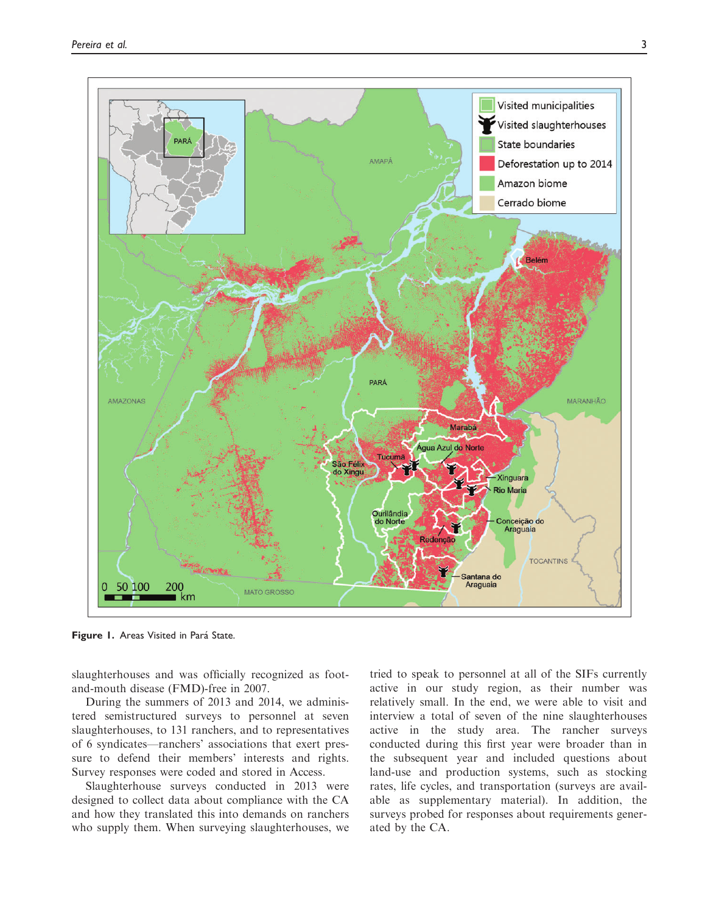Visited municipalities
Visited slaughterhouses
State boundaries
Deforestation up to 2014
Amazon biome
Cerrado biome

PARÁ
AMAPÁ
Belém
PARÁ
AMAZONAS
MARANHÃO
Marabá
Água Azul do Norte
Tucumã
São Félix do Xingu
Xinguara
Rio Maria
Ourilândia do Norte
Conceição do Araguaia
Redenção
TOCANTINS
Santana do Araguaia
MATO GROSSO
0 50 100 200 km

**Figure 1.** Areas Visited in Pará State.

slaughterhouses and was officially recognized as foot-and-mouth disease (FMD)-free in 2007.

During the summers of 2013 and 2014, we administered semistructured surveys to personnel at seven slaughterhouses, to 131 ranchers, and to representatives of 6 syndicates—ranchers' associations that exert pressure to defend their members' interests and rights. Survey responses were coded and stored in Access.

Slaughterhouse surveys conducted in 2013 were designed to collect data about compliance with the CA and how they translated this into demands on ranchers who supply them. When surveying slaughterhouses, we tried to speak to personnel at all of the SIFs currently active in our study region, as their number was relatively small. In the end, we were able to visit and interview a total of seven of the nine slaughterhouses active in the study area. The rancher surveys conducted during this first year were broader than in the subsequent year and included questions about land-use and production systems, such as stocking rates, life cycles, and transportation (surveys are available as supplementary material). In addition, the surveys probed for responses about requirements generated by the CA.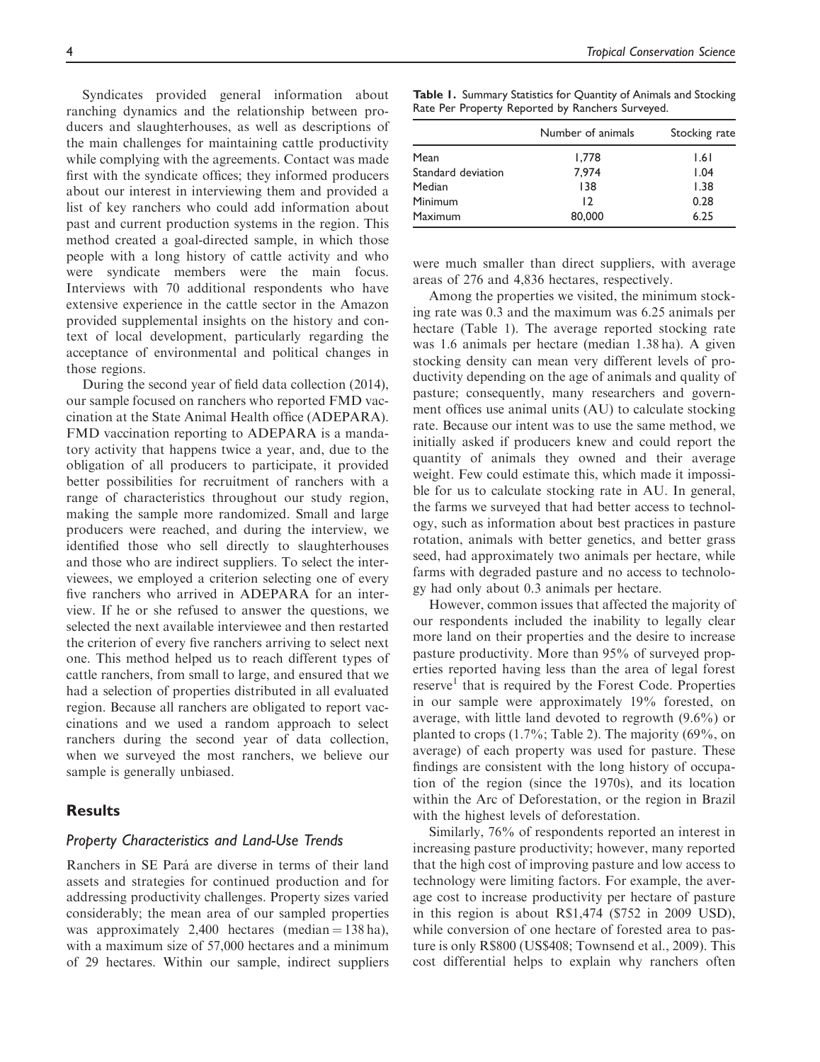Syndicates provided general information about ranching dynamics and the relationship between producers and slaughterhouses, as well as descriptions of the main challenges for maintaining cattle productivity while complying with the agreements. Contact was made first with the syndicate offices; they informed producers about our interest in interviewing them and provided a list of key ranchers who could add information about past and current production systems in the region. This method created a goal-directed sample, in which those people with a long history of cattle activity and who were syndicate members were the main focus. Interviews with 70 additional respondents who have extensive experience in the cattle sector in the Amazon provided supplemental insights on the history and context of local development, particularly regarding the acceptance of environmental and political changes in those regions.

During the second year of field data collection (2014), our sample focused on ranchers who reported FMD vaccination at the State Animal Health office (ADEPARA). FMD vaccination reporting to ADEPARA is a mandatory activity that happens twice a year, and, due to the obligation of all producers to participate, it provided better possibilities for recruitment of ranchers with a range of characteristics throughout our study region, making the sample more randomized. Small and large producers were reached, and during the interview, we identified those who sell directly to slaughterhouses and those who are indirect suppliers. To select the interviewees, we employed a criterion selecting one of every five ranchers who arrived in ADEPARA for an interview. If he or she refused to answer the questions, we selected the next available interviewee and then restarted the criterion of every five ranchers arriving to select next one. This method helped us to reach different types of cattle ranchers, from small to large, and ensured that we had a selection of properties distributed in all evaluated region. Because all ranchers are obligated to report vaccinations and we used a random approach to select ranchers during the second year of data collection, when we surveyed the most ranchers, we believe our sample is generally unbiased.

## Results

### Property Characteristics and Land-Use Trends

Ranchers in SE Pará are diverse in terms of their land assets and strategies for continued production and for addressing productivity challenges. Property sizes varied considerably; the mean area of our sampled properties was approximately 2,400 hectares (median = 138 ha), with a maximum size of 57,000 hectares and a minimum of 29 hectares. Within our sample, indirect suppliers were much smaller than direct suppliers, with average areas of 276 and 4,836 hectares, respectively.

**Table 1.** Summary Statistics for Quantity of Animals and Stocking Rate Per Property Reported by Ranchers Surveyed.

| | Number of animals | Stocking rate |
|---|---|---|
| Mean | 1,778 | 1.61 |
| Standard deviation | 7,974 | 1.04 |
| Median | 138 | 1.38 |
| Minimum | 12 | 0.28 |
| Maximum | 80,000 | 6.25 |

Among the properties we visited, the minimum stocking rate was 0.3 and the maximum was 6.25 animals per hectare (Table 1). The average reported stocking rate was 1.6 animals per hectare (median 1.38 ha). A given stocking density can mean very different levels of productivity depending on the age of animals and quality of pasture; consequently, many researchers and government offices use animal units (AU) to calculate stocking rate. Because our intent was to use the same method, we initially asked if producers knew and could report the quantity of animals they owned and their average weight. Few could estimate this, which made it impossible for us to calculate stocking rate in AU. In general, the farms we surveyed that had better access to technology, such as information about best practices in pasture rotation, animals with better genetics, and better grass seed, had approximately two animals per hectare, while farms with degraded pasture and no access to technology had only about 0.3 animals per hectare.

However, common issues that affected the majority of our respondents included the inability to legally clear more land on their properties and the desire to increase pasture productivity. More than 95% of surveyed properties reported having less than the area of legal forest reserve[1] that is required by the Forest Code. Properties in our sample were approximately 19% forested, on average, with little land devoted to regrowth (9.6%) or planted to crops (1.7%; Table 2). The majority (69%, on average) of each property was used for pasture. These findings are consistent with the long history of occupation of the region (since the 1970s), and its location within the Arc of Deforestation, or the region in Brazil with the highest levels of deforestation.

Similarly, 76% of respondents reported an interest in increasing pasture productivity; however, many reported that the high cost of improving pasture and low access to technology were limiting factors. For example, the average cost to increase productivity per hectare of pasture in this region is about R$1,474 ($752 in 2009 USD), while conversion of one hectare of forested area to pasture is only R$800 (US$408; Townsend et al., 2009). This cost differential helps to explain why ranchers often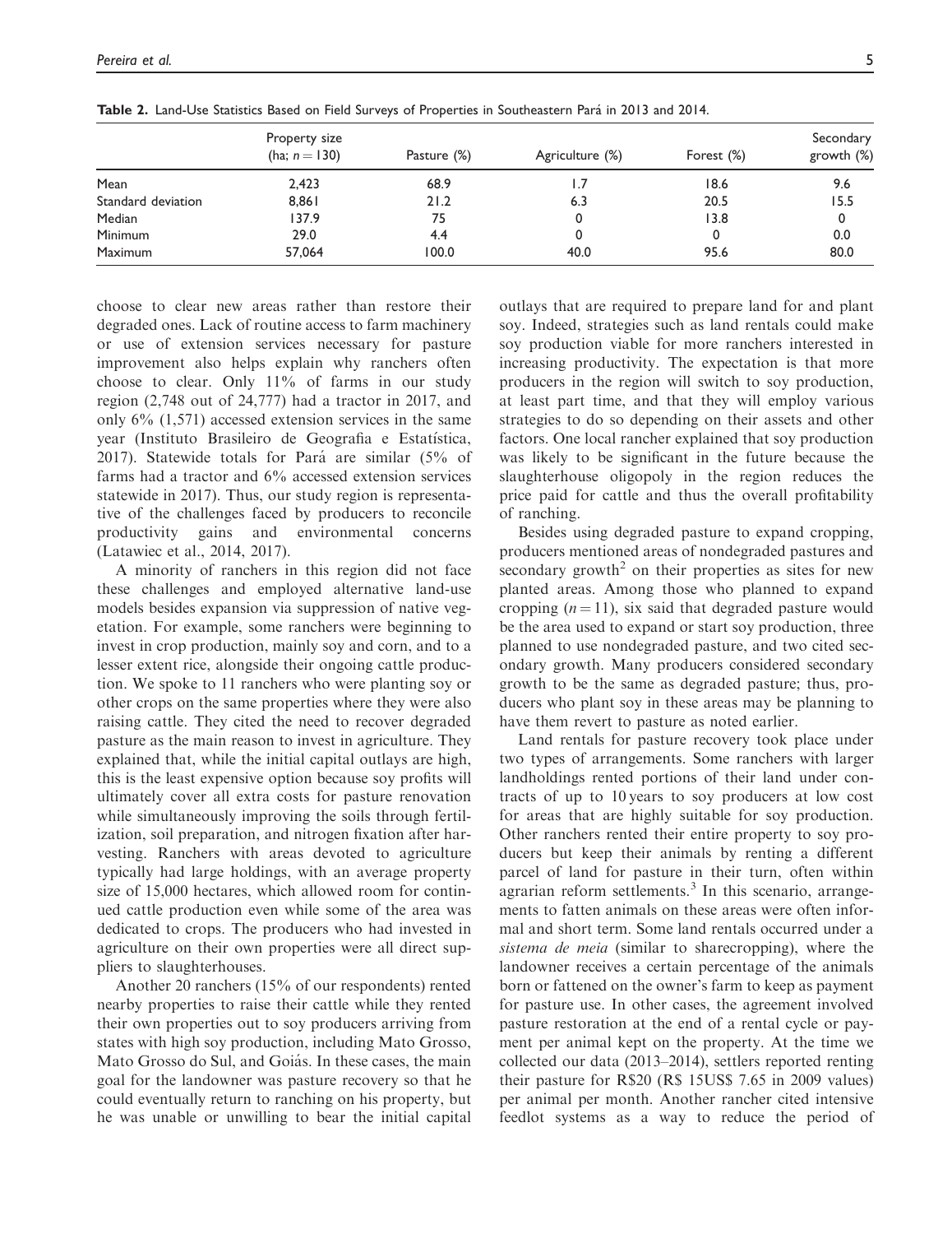**Table 2.** Land-Use Statistics Based on Field Surveys of Properties in Southeastern Pará in 2013 and 2014.

| | Property size (ha; $n = 130$) | Pasture (%) | Agriculture (%) | Forest (%) | Secondary growth (%) |
|---|---|---|---|---|---|
| Mean | 2,423 | 68.9 | 1.7 | 18.6 | 9.6 |
| Standard deviation | 8,861 | 21.2 | 6.3 | 20.5 | 15.5 |
| Median | 137.9 | 75 | 0 | 13.8 | 0 |
| Minimum | 29.0 | 4.4 | 0 | 0 | 0.0 |
| Maximum | 57,064 | 100.0 | 40.0 | 95.6 | 80.0 |

choose to clear new areas rather than restore their degraded ones. Lack of routine access to farm machinery or use of extension services necessary for pasture improvement also helps explain why ranchers often choose to clear. Only 11% of farms in our study region (2,748 out of 24,777) had a tractor in 2017, and only 6% (1,571) accessed extension services in the same year (Instituto Brasileiro de Geografia e Estatística, 2017). Statewide totals for Pará are similar (5% of farms had a tractor and 6% accessed extension services statewide in 2017). Thus, our study region is representative of the challenges faced by producers to reconcile productivity gains and environmental concerns (Latawiec et al., 2014, 2017).

A minority of ranchers in this region did not face these challenges and employed alternative land-use models besides expansion via suppression of native vegetation. For example, some ranchers were beginning to invest in crop production, mainly soy and corn, and to a lesser extent rice, alongside their ongoing cattle production. We spoke to 11 ranchers who were planting soy or other crops on the same properties where they were also raising cattle. They cited the need to recover degraded pasture as the main reason to invest in agriculture. They explained that, while the initial capital outlays are high, this is the least expensive option because soy profits will ultimately cover all extra costs for pasture renovation while simultaneously improving the soils through fertilization, soil preparation, and nitrogen fixation after harvesting. Ranchers with areas devoted to agriculture typically had large holdings, with an average property size of 15,000 hectares, which allowed room for continued cattle production even while some of the area was dedicated to crops. The producers who had invested in agriculture on their own properties were all direct suppliers to slaughterhouses.

Another 20 ranchers (15% of our respondents) rented nearby properties to raise their cattle while they rented their own properties out to soy producers arriving from states with high soy production, including Mato Grosso, Mato Grosso do Sul, and Goiás. In these cases, the main goal for the landowner was pasture recovery so that he could eventually return to ranching on his property, but he was unable or unwilling to bear the initial capital outlays that are required to prepare land for and plant soy. Indeed, strategies such as land rentals could make soy production viable for more ranchers interested in increasing productivity. The expectation is that more producers in the region will switch to soy production, at least part time, and that they will employ various strategies to do so depending on their assets and other factors. One local rancher explained that soy production was likely to be significant in the future because the slaughterhouse oligopoly in the region reduces the price paid for cattle and thus the overall profitability of ranching.

Besides using degraded pasture to expand cropping, producers mentioned areas of nondegraded pastures and secondary growth[2] on their properties as sites for new planted areas. Among those who planned to expand cropping ($n = 11$), six said that degraded pasture would be the area used to expand or start soy production, three planned to use nondegraded pasture, and two cited secondary growth. Many producers considered secondary growth to be the same as degraded pasture; thus, producers who plant soy in these areas may be planning to have them revert to pasture as noted earlier.

Land rentals for pasture recovery took place under two types of arrangements. Some ranchers with larger landholdings rented portions of their land under contracts of up to 10 years to soy producers at low cost for areas that are highly suitable for soy production. Other ranchers rented their entire property to soy producers but keep their animals by renting a different parcel of land for pasture in their turn, often within agrarian reform settlements.[3] In this scenario, arrangements to fatten animals on these areas were often informal and short term. Some land rentals occurred under a *sistema de meia* (similar to sharecropping), where the landowner receives a certain percentage of the animals born or fattened on the owner's farm to keep as payment for pasture use. In other cases, the agreement involved pasture restoration at the end of a rental cycle or payment per animal kept on the property. At the time we collected our data (2013–2014), settlers reported renting their pasture for R$20 (R$ 15US$ 7.65 in 2009 values) per animal per month. Another rancher cited intensive feedlot systems as a way to reduce the period of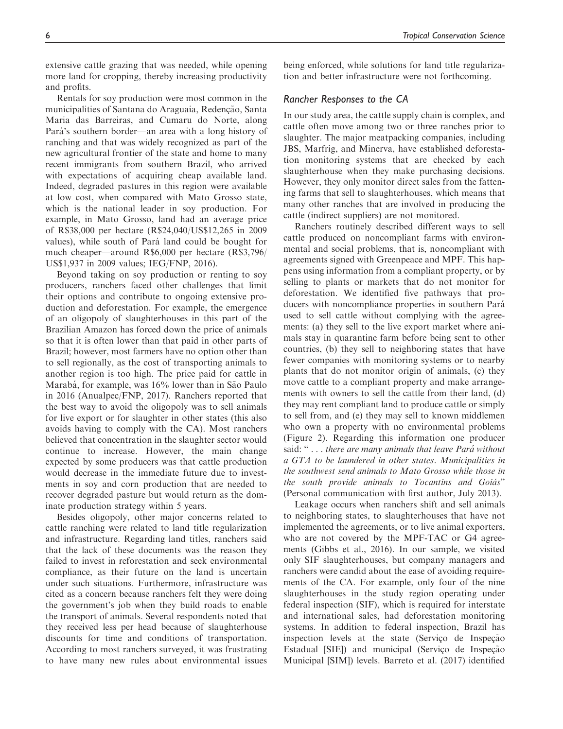extensive cattle grazing that was needed, while opening more land for cropping, thereby increasing productivity and profits.

Rentals for soy production were most common in the municipalities of Santana do Araguaia, Redenção, Santa Maria das Barreiras, and Cumaru do Norte, along Pará's southern border—an area with a long history of ranching and that was widely recognized as part of the new agricultural frontier of the state and home to many recent immigrants from southern Brazil, who arrived with expectations of acquiring cheap available land. Indeed, degraded pastures in this region were available at low cost, when compared with Mato Grosso state, which is the national leader in soy production. For example, in Mato Grosso, land had an average price of R$38,000 per hectare (R$24,040/US$12,265 in 2009 values), while south of Pará land could be bought for much cheaper—around R$6,000 per hectare (R$3,796/US$1,937 in 2009 values; IEG/FNP, 2016).

Beyond taking on soy production or renting to soy producers, ranchers faced other challenges that limit their options and contribute to ongoing extensive production and deforestation. For example, the emergence of an oligopoly of slaughterhouses in this part of the Brazilian Amazon has forced down the price of animals so that it is often lower than that paid in other parts of Brazil; however, most farmers have no option other than to sell regionally, as the cost of transporting animals to another region is too high. The price paid for cattle in Marabá, for example, was 16% lower than in São Paulo in 2016 (Anualpec/FNP, 2017). Ranchers reported that the best way to avoid the oligopoly was to sell animals for live export or for slaughter in other states (this also avoids having to comply with the CA). Most ranchers believed that concentration in the slaughter sector would continue to increase. However, the main change expected by some producers was that cattle production would decrease in the immediate future due to investments in soy and corn production that are needed to recover degraded pasture but would return as the dominate production strategy within 5 years.

Besides oligopoly, other major concerns related to cattle ranching were related to land title regularization and infrastructure. Regarding land titles, ranchers said that the lack of these documents was the reason they failed to invest in reforestation and seek environmental compliance, as their future on the land is uncertain under such situations. Furthermore, infrastructure was cited as a concern because ranchers felt they were doing the government's job when they build roads to enable the transport of animals. Several respondents noted that they received less per head because of slaughterhouse discounts for time and conditions of transportation. According to most ranchers surveyed, it was frustrating to have many new rules about environmental issues being enforced, while solutions for land title regularization and better infrastructure were not forthcoming.

### Rancher Responses to the CA

In our study area, the cattle supply chain is complex, and cattle often move among two or three ranches prior to slaughter. The major meatpacking companies, including JBS, Marfrig, and Minerva, have established deforestation monitoring systems that are checked by each slaughterhouse when they make purchasing decisions. However, they only monitor direct sales from the fattening farms that sell to slaughterhouses, which means that many other ranches that are involved in producing the cattle (indirect suppliers) are not monitored.

Ranchers routinely described different ways to sell cattle produced on noncompliant farms with environmental and social problems, that is, noncompliant with agreements signed with Greenpeace and MPF. This happens using information from a compliant property, or by selling to plants or markets that do not monitor for deforestation. We identified five pathways that producers with noncompliance properties in southern Pará used to sell cattle without complying with the agreements: (a) they sell to the live export market where animals stay in quarantine farm before being sent to other countries, (b) they sell to neighboring states that have fewer companies with monitoring systems or to nearby plants that do not monitor origin of animals, (c) they move cattle to a compliant property and make arrangements with owners to sell the cattle from their land, (d) they may rent compliant land to produce cattle or simply to sell from, and (e) they may sell to known middlemen who own a property with no environmental problems (Figure 2). Regarding this information one producer said: "*. . . there are many animals that leave Pará without a GTA to be laundered in other states. Municipalities in the southwest send animals to Mato Grosso while those in the south provide animals to Tocantins and Goiás*" (Personal communication with first author, July 2013).

Leakage occurs when ranchers shift and sell animals to neighboring states, to slaughterhouses that have not implemented the agreements, or to live animal exporters, who are not covered by the MPF-TAC or G4 agreements (Gibbs et al., 2016). In our sample, we visited only SIF slaughterhouses, but company managers and ranchers were candid about the ease of avoiding requirements of the CA. For example, only four of the nine slaughterhouses in the study region operating under federal inspection (SIF), which is required for interstate and international sales, had deforestation monitoring systems. In addition to federal inspection, Brazil has inspection levels at the state (Serviço de Inspeção Estadual [SIE]) and municipal (Serviço de Inspeção Municipal [SIM]) levels. Barreto et al. (2017) identified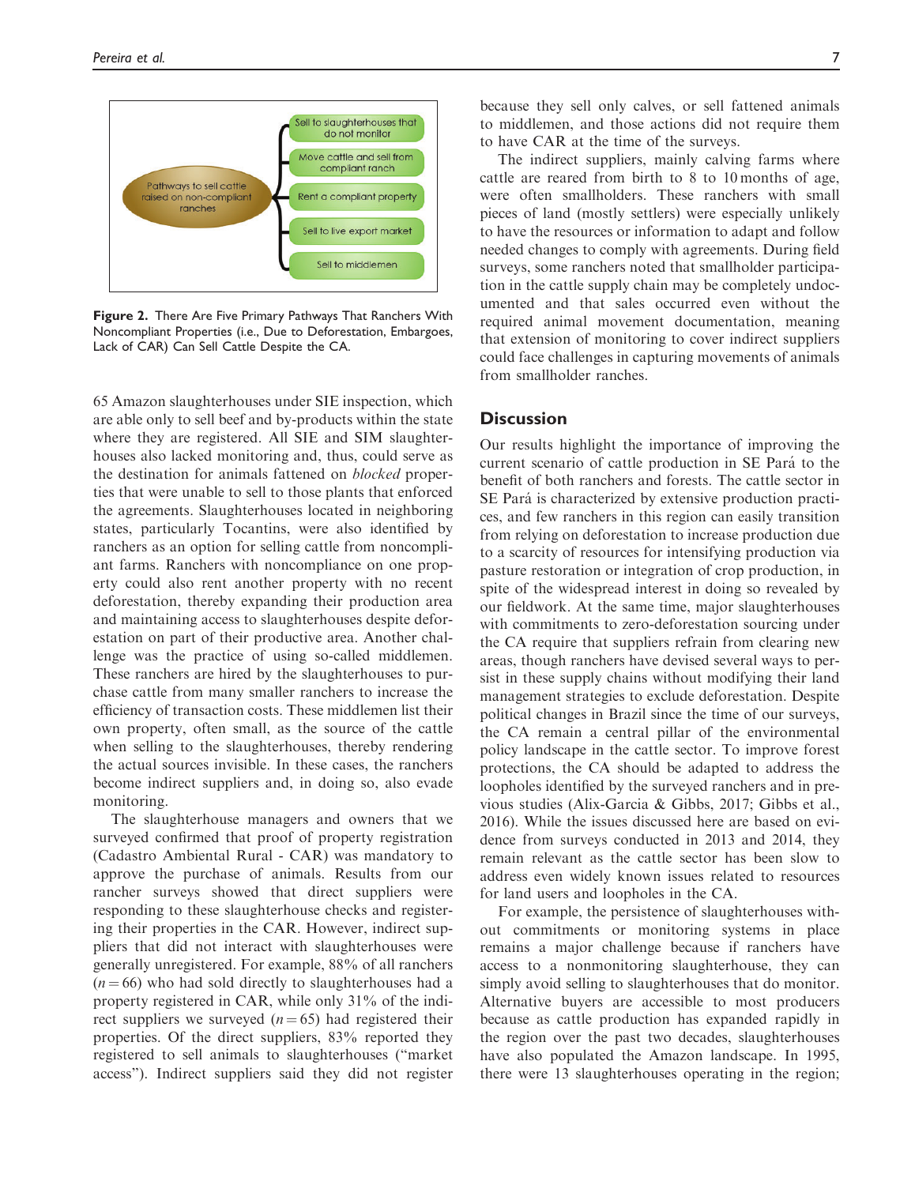Pathways to sell cattle raised on non-compliant ranches

Sell to slaughterhouses that do not monitor

Move cattle and sell from compliant ranch

Rent a compliant property

Sell to live export market

Sell to middlemen

**Figure 2.** There Are Five Primary Pathways That Ranchers With Noncompliant Properties (i.e., Due to Deforestation, Embargoes, Lack of CAR) Can Sell Cattle Despite the CA.

65 Amazon slaughterhouses under SIE inspection, which are able only to sell beef and by-products within the state where they are registered. All SIE and SIM slaughterhouses also lacked monitoring and, thus, could serve as the destination for animals fattened on *blocked* properties that were unable to sell to those plants that enforced the agreements. Slaughterhouses located in neighboring states, particularly Tocantins, were also identified by ranchers as an option for selling cattle from noncompliant farms. Ranchers with noncompliance on one property could also rent another property with no recent deforestation, thereby expanding their production area and maintaining access to slaughterhouses despite deforestation on part of their productive area. Another challenge was the practice of using so-called middlemen. These ranchers are hired by the slaughterhouses to purchase cattle from many smaller ranchers to increase the efficiency of transaction costs. These middlemen list their own property, often small, as the source of the cattle when selling to the slaughterhouses, thereby rendering the actual sources invisible. In these cases, the ranchers become indirect suppliers and, in doing so, also evade monitoring.

The slaughterhouse managers and owners that we surveyed confirmed that proof of property registration (Cadastro Ambiental Rural - CAR) was mandatory to approve the purchase of animals. Results from our rancher surveys showed that direct suppliers were responding to these slaughterhouse checks and registering their properties in the CAR. However, indirect suppliers that did not interact with slaughterhouses were generally unregistered. For example, 88% of all ranchers ($n = 66$) who had sold directly to slaughterhouses had a property registered in CAR, while only 31% of the indirect suppliers we surveyed ($n = 65$) had registered their properties. Of the direct suppliers, 83% reported they registered to sell animals to slaughterhouses ("market access"). Indirect suppliers said they did not register because they sell only calves, or sell fattened animals to middlemen, and those actions did not require them to have CAR at the time of the surveys.

The indirect suppliers, mainly calving farms where cattle are reared from birth to 8 to 10 months of age, were often smallholders. These ranchers with small pieces of land (mostly settlers) were especially unlikely to have the resources or information to adapt and follow needed changes to comply with agreements. During field surveys, some ranchers noted that smallholder participation in the cattle supply chain may be completely undocumented and that sales occurred even without the required animal movement documentation, meaning that extension of monitoring to cover indirect suppliers could face challenges in capturing movements of animals from smallholder ranches.

## Discussion

Our results highlight the importance of improving the current scenario of cattle production in SE Pará to the benefit of both ranchers and forests. The cattle sector in SE Pará is characterized by extensive production practices, and few ranchers in this region can easily transition from relying on deforestation to increase production due to a scarcity of resources for intensifying production via pasture restoration or integration of crop production, in spite of the widespread interest in doing so revealed by our fieldwork. At the same time, major slaughterhouses with commitments to zero-deforestation sourcing under the CA require that suppliers refrain from clearing new areas, though ranchers have devised several ways to persist in these supply chains without modifying their land management strategies to exclude deforestation. Despite political changes in Brazil since the time of our surveys, the CA remain a central pillar of the environmental policy landscape in the cattle sector. To improve forest protections, the CA should be adapted to address the loopholes identified by the surveyed ranchers and in previous studies (Alix-Garcia & Gibbs, 2017; Gibbs et al., 2016). While the issues discussed here are based on evidence from surveys conducted in 2013 and 2014, they remain relevant as the cattle sector has been slow to address even widely known issues related to resources for land users and loopholes in the CA.

For example, the persistence of slaughterhouses without commitments or monitoring systems in place remains a major challenge because if ranchers have access to a nonmonitoring slaughterhouse, they can simply avoid selling to slaughterhouses that do monitor. Alternative buyers are accessible to most producers because as cattle production has expanded rapidly in the region over the past two decades, slaughterhouses have also populated the Amazon landscape. In 1995, there were 13 slaughterhouses operating in the region;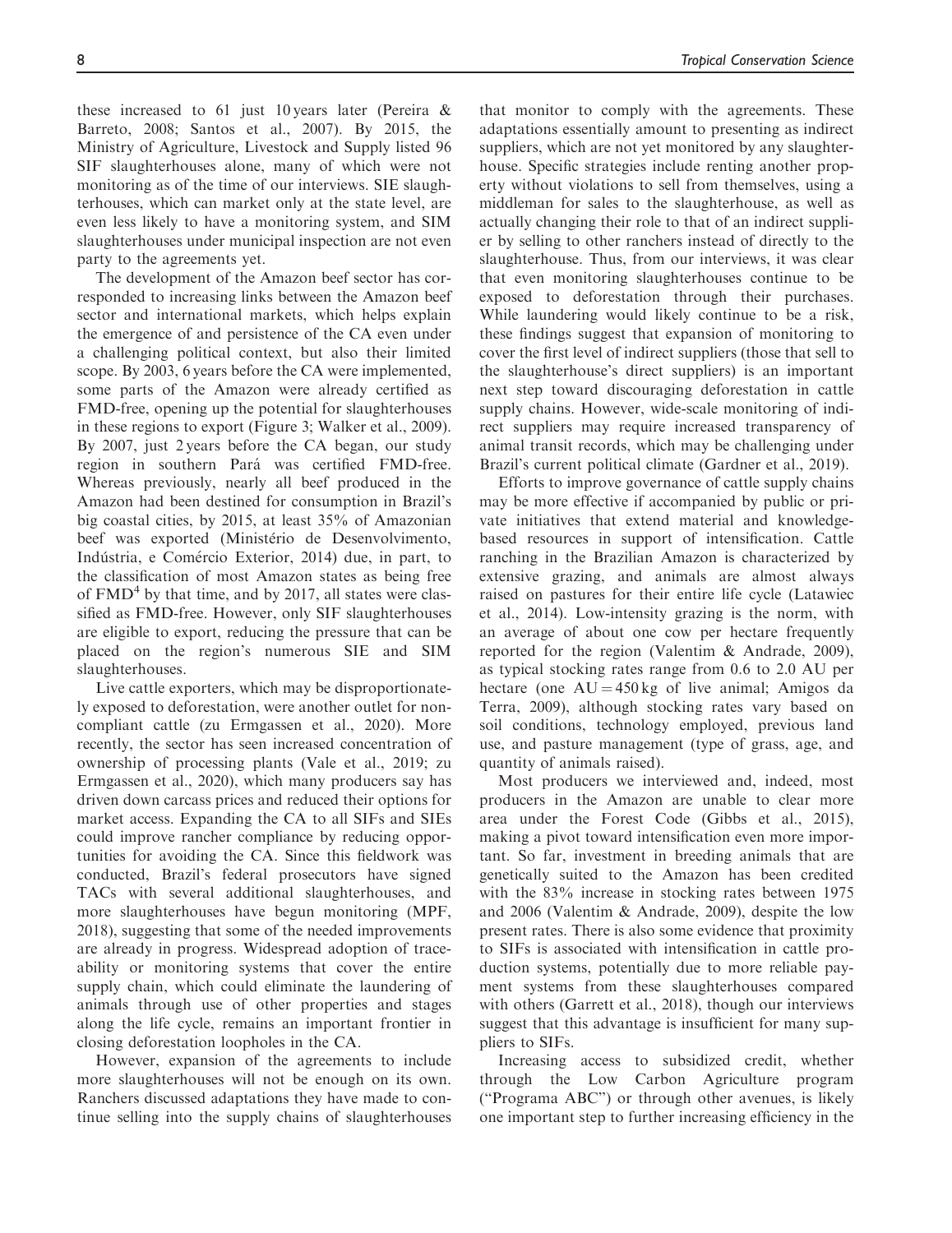these increased to 61 just 10 years later (Pereira & Barreto, 2008; Santos et al., 2007). By 2015, the Ministry of Agriculture, Livestock and Supply listed 96 SIF slaughterhouses alone, many of which were not monitoring as of the time of our interviews. SIE slaughterhouses, which can market only at the state level, are even less likely to have a monitoring system, and SIM slaughterhouses under municipal inspection are not even party to the agreements yet.

The development of the Amazon beef sector has corresponded to increasing links between the Amazon beef sector and international markets, which helps explain the emergence of and persistence of the CA even under a challenging political context, but also their limited scope. By 2003, 6 years before the CA were implemented, some parts of the Amazon were already certified as FMD-free, opening up the potential for slaughterhouses in these regions to export (Figure 3; Walker et al., 2009). By 2007, just 2 years before the CA began, our study region in southern Pará was certified FMD-free. Whereas previously, nearly all beef produced in the Amazon had been destined for consumption in Brazil's big coastal cities, by 2015, at least 35% of Amazonian beef was exported (Ministério de Desenvolvimento, Indústria, e Comércio Exterior, 2014) due, in part, to the classification of most Amazon states as being free of FMD[4] by that time, and by 2017, all states were classified as FMD-free. However, only SIF slaughterhouses are eligible to export, reducing the pressure that can be placed on the region's numerous SIE and SIM slaughterhouses.

Live cattle exporters, which may be disproportionately exposed to deforestation, were another outlet for noncompliant cattle (zu Ermgassen et al., 2020). More recently, the sector has seen increased concentration of ownership of processing plants (Vale et al., 2019; zu Ermgassen et al., 2020), which many producers say has driven down carcass prices and reduced their options for market access. Expanding the CA to all SIFs and SIEs could improve rancher compliance by reducing opportunities for avoiding the CA. Since this fieldwork was conducted, Brazil's federal prosecutors have signed TACs with several additional slaughterhouses, and more slaughterhouses have begun monitoring (MPF, 2018), suggesting that some of the needed improvements are already in progress. Widespread adoption of traceability or monitoring systems that cover the entire supply chain, which could eliminate the laundering of animals through use of other properties and stages along the life cycle, remains an important frontier in closing deforestation loopholes in the CA.

However, expansion of the agreements to include more slaughterhouses will not be enough on its own. Ranchers discussed adaptations they have made to continue selling into the supply chains of slaughterhouses that monitor to comply with the agreements. These adaptations essentially amount to presenting as indirect suppliers, which are not yet monitored by any slaughterhouse. Specific strategies include renting another property without violations to sell from themselves, using a middleman for sales to the slaughterhouse, as well as actually changing their role to that of an indirect supplier by selling to other ranchers instead of directly to the slaughterhouse. Thus, from our interviews, it was clear that even monitoring slaughterhouses continue to be exposed to deforestation through their purchases. While laundering would likely continue to be a risk, these findings suggest that expansion of monitoring to cover the first level of indirect suppliers (those that sell to the slaughterhouse's direct suppliers) is an important next step toward discouraging deforestation in cattle supply chains. However, wide-scale monitoring of indirect suppliers may require increased transparency of animal transit records, which may be challenging under Brazil's current political climate (Gardner et al., 2019).

Efforts to improve governance of cattle supply chains may be more effective if accompanied by public or private initiatives that extend material and knowledge-based resources in support of intensification. Cattle ranching in the Brazilian Amazon is characterized by extensive grazing, and animals are almost always raised on pastures for their entire life cycle (Latawiec et al., 2014). Low-intensity grazing is the norm, with an average of about one cow per hectare frequently reported for the region (Valentim & Andrade, 2009), as typical stocking rates range from 0.6 to 2.0 AU per hectare (one AU = 450 kg of live animal; Amigos da Terra, 2009), although stocking rates vary based on soil conditions, technology employed, previous land use, and pasture management (type of grass, age, and quantity of animals raised).

Most producers we interviewed and, indeed, most producers in the Amazon are unable to clear more area under the Forest Code (Gibbs et al., 2015), making a pivot toward intensification even more important. So far, investment in breeding animals that are genetically suited to the Amazon has been credited with the 83% increase in stocking rates between 1975 and 2006 (Valentim & Andrade, 2009), despite the low present rates. There is also some evidence that proximity to SIFs is associated with intensification in cattle production systems, potentially due to more reliable payment systems from these slaughterhouses compared with others (Garrett et al., 2018), though our interviews suggest that this advantage is insufficient for many suppliers to SIFs.

Increasing access to subsidized credit, whether through the Low Carbon Agriculture program ("Programa ABC") or through other avenues, is likely one important step to further increasing efficiency in the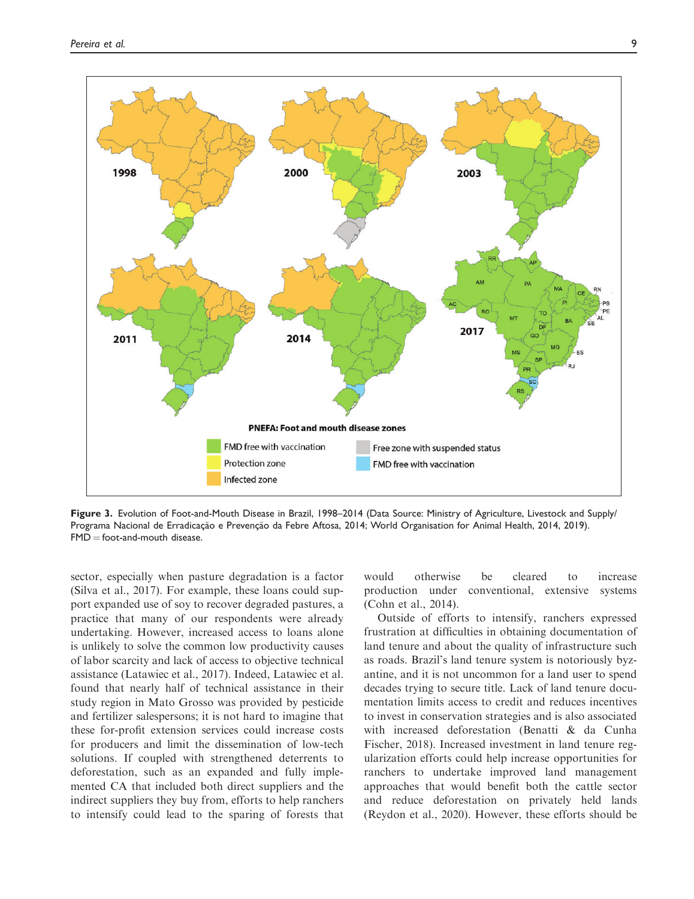1998

2000

2003

2011

2014

2017

RR AP AM PA MA CE RN PB PE AL SE AC RO MT TO PI BA DF GO MG ES MS SP RJ PR SC RS

PNEFA: Foot and mouth disease zones

FMD free with vaccination

Protection zone

Infected zone

Free zone with suspended status

FMD free with vaccination

**Figure 3.** Evolution of Foot-and-Mouth Disease in Brazil, 1998–2014 (Data Source: Ministry of Agriculture, Livestock and Supply/ Programa Nacional de Erradicação e Prevenção da Febre Aftosa, 2014; World Organisation for Animal Health, 2014, 2019). FMD = foot-and-mouth disease.

sector, especially when pasture degradation is a factor (Silva et al., 2017). For example, these loans could support expanded use of soy to recover degraded pastures, a practice that many of our respondents were already undertaking. However, increased access to loans alone is unlikely to solve the common low productivity causes of labor scarcity and lack of access to objective technical assistance (Latawiec et al., 2017). Indeed, Latawiec et al. found that nearly half of technical assistance in their study region in Mato Grosso was provided by pesticide and fertilizer salespersons; it is not hard to imagine that these for-profit extension services could increase costs for producers and limit the dissemination of low-tech solutions. If coupled with strengthened deterrents to deforestation, such as an expanded and fully implemented CA that included both direct suppliers and the indirect suppliers they buy from, efforts to help ranchers to intensify could lead to the sparing of forests that would otherwise be cleared to increase production under conventional, extensive systems (Cohn et al., 2014).

Outside of efforts to intensify, ranchers expressed frustration at difficulties in obtaining documentation of land tenure and about the quality of infrastructure such as roads. Brazil's land tenure system is notoriously byzantine, and it is not uncommon for a land user to spend decades trying to secure title. Lack of land tenure documentation limits access to credit and reduces incentives to invest in conservation strategies and is also associated with increased deforestation (Benatti & da Cunha Fischer, 2018). Increased investment in land tenure regularization efforts could help increase opportunities for ranchers to undertake improved land management approaches that would benefit both the cattle sector and reduce deforestation on privately held lands (Reydon et al., 2020). However, these efforts should be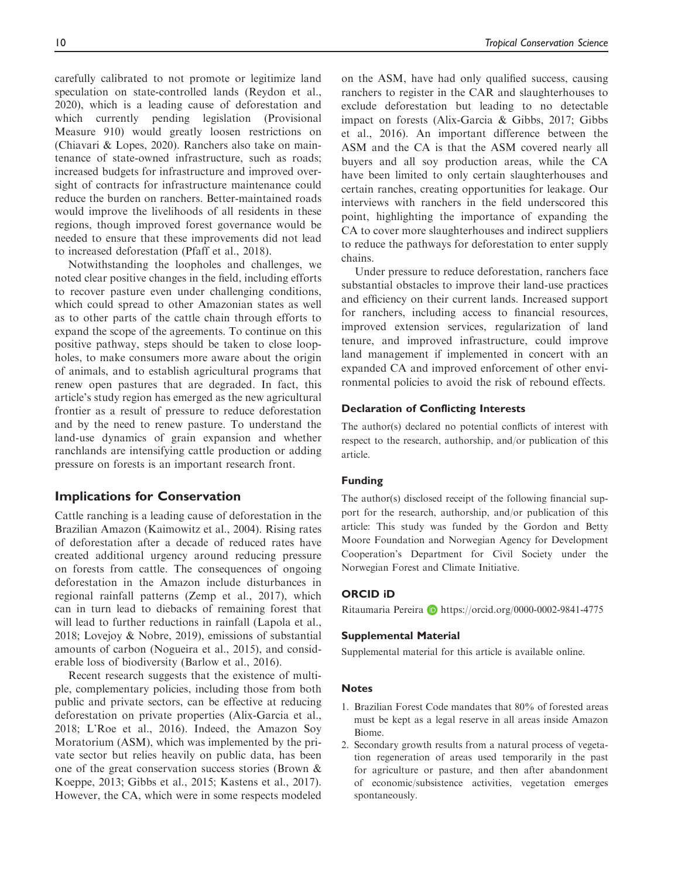carefully calibrated to not promote or legitimize land speculation on state-controlled lands (Reydon et al., 2020), which is a leading cause of deforestation and which currently pending legislation (Provisional Measure 910) would greatly loosen restrictions on (Chiavari & Lopes, 2020). Ranchers also take on maintenance of state-owned infrastructure, such as roads; increased budgets for infrastructure and improved oversight of contracts for infrastructure maintenance could reduce the burden on ranchers. Better-maintained roads would improve the livelihoods of all residents in these regions, though improved forest governance would be needed to ensure that these improvements did not lead to increased deforestation (Pfaff et al., 2018).

Notwithstanding the loopholes and challenges, we noted clear positive changes in the field, including efforts to recover pasture even under challenging conditions, which could spread to other Amazonian states as well as to other parts of the cattle chain through efforts to expand the scope of the agreements. To continue on this positive pathway, steps should be taken to close loopholes, to make consumers more aware about the origin of animals, and to establish agricultural programs that renew open pastures that are degraded. In fact, this article's study region has emerged as the new agricultural frontier as a result of pressure to reduce deforestation and by the need to renew pasture. To understand the land-use dynamics of grain expansion and whether ranchlands are intensifying cattle production or adding pressure on forests is an important research front.

## Implications for Conservation

Cattle ranching is a leading cause of deforestation in the Brazilian Amazon (Kaimowitz et al., 2004). Rising rates of deforestation after a decade of reduced rates have created additional urgency around reducing pressure on forests from cattle. The consequences of ongoing deforestation in the Amazon include disturbances in regional rainfall patterns (Zemp et al., 2017), which can in turn lead to diebacks of remaining forest that will lead to further reductions in rainfall (Lapola et al., 2018; Lovejoy & Nobre, 2019), emissions of substantial amounts of carbon (Nogueira et al., 2015), and considerable loss of biodiversity (Barlow et al., 2016).

Recent research suggests that the existence of multiple, complementary policies, including those from both public and private sectors, can be effective at reducing deforestation on private properties (Alix-Garcia et al., 2018; L'Roe et al., 2016). Indeed, the Amazon Soy Moratorium (ASM), which was implemented by the private sector but relies heavily on public data, has been one of the great conservation success stories (Brown & Koeppe, 2013; Gibbs et al., 2015; Kastens et al., 2017). However, the CA, which were in some respects modeled on the ASM, have had only qualified success, causing ranchers to register in the CAR and slaughterhouses to exclude deforestation but leading to no detectable impact on forests (Alix-Garcia & Gibbs, 2017; Gibbs et al., 2016). An important difference between the ASM and the CA is that the ASM covered nearly all buyers and all soy production areas, while the CA have been limited to only certain slaughterhouses and certain ranches, creating opportunities for leakage. Our interviews with ranchers in the field underscored this point, highlighting the importance of expanding the CA to cover more slaughterhouses and indirect suppliers to reduce the pathways for deforestation to enter supply chains.

Under pressure to reduce deforestation, ranchers face substantial obstacles to improve their land-use practices and efficiency on their current lands. Increased support for ranchers, including access to financial resources, improved extension services, regularization of land tenure, and improved infrastructure, could improve land management if implemented in concert with an expanded CA and improved enforcement of other environmental policies to avoid the risk of rebound effects.

### Declaration of Conflicting Interests

The author(s) declared no potential conflicts of interest with respect to the research, authorship, and/or publication of this article.

### Funding

The author(s) disclosed receipt of the following financial support for the research, authorship, and/or publication of this article: This study was funded by the Gordon and Betty Moore Foundation and Norwegian Agency for Development Cooperation's Department for Civil Society under the Norwegian Forest and Climate Initiative.

### ORCID iD

Ritaumaria Pereira https://orcid.org/0000-0002-9841-4775

### Supplemental Material

Supplemental material for this article is available online.

### Notes

1. Brazilian Forest Code mandates that 80% of forested areas must be kept as a legal reserve in all areas inside Amazon Biome.
2. Secondary growth results from a natural process of vegetation regeneration of areas used temporarily in the past for agriculture or pasture, and then after abandonment of economic/subsistence activities, vegetation emerges spontaneously.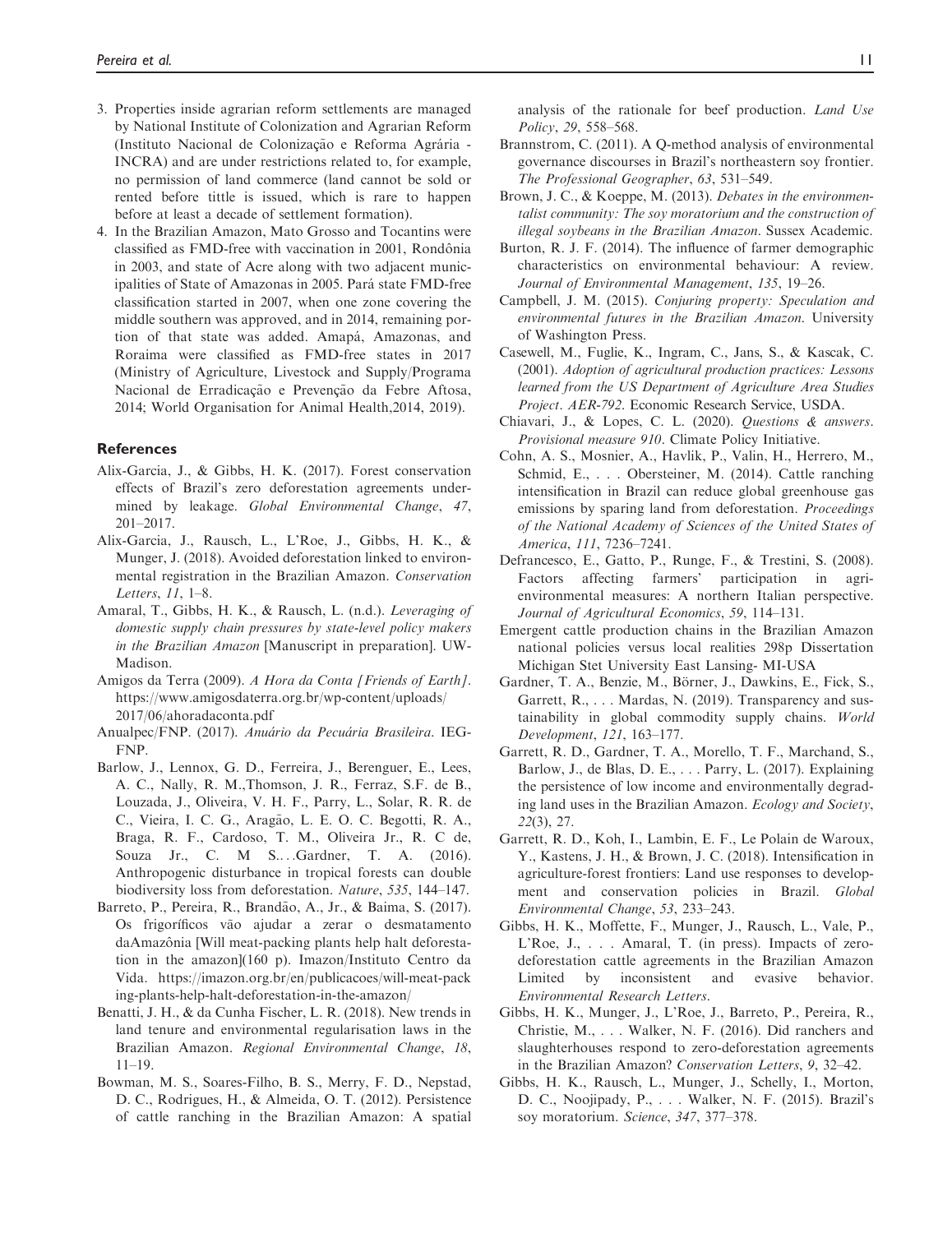3. Properties inside agrarian reform settlements are managed by National Institute of Colonization and Agrarian Reform (Instituto Nacional de Colonização e Reforma Agrária - INCRA) and are under restrictions related to, for example, no permission of land commerce (land cannot be sold or rented before tittle is issued, which is rare to happen before at least a decade of settlement formation).
4. In the Brazilian Amazon, Mato Grosso and Tocantins were classified as FMD-free with vaccination in 2001, Rondônia in 2003, and state of Acre along with two adjacent municipalities of State of Amazonas in 2005. Pará state FMD-free classification started in 2007, when one zone covering the middle southern was approved, and in 2014, remaining portion of that state was added. Amapá, Amazonas, and Roraima were classified as FMD-free states in 2017 (Ministry of Agriculture, Livestock and Supply/Programa Nacional de Erradicação e Prevenção da Febre Aftosa, 2014; World Organisation for Animal Health,2014, 2019).

## References

Alix-Garcia, J., & Gibbs, H. K. (2017). Forest conservation effects of Brazil's zero deforestation agreements undermined by leakage. *Global Environmental Change*, *47*, 201–2017.

Alix-Garcia, J., Rausch, L., L'Roe, J., Gibbs, H. K., & Munger, J. (2018). Avoided deforestation linked to environmental registration in the Brazilian Amazon. *Conservation Letters*, *11*, 1–8.

Amaral, T., Gibbs, H. K., & Rausch, L. (n.d.). *Leveraging of domestic supply chain pressures by state-level policy makers in the Brazilian Amazon* [Manuscript in preparation]. UW-Madison.

Amigos da Terra (2009). *A Hora da Conta [Friends of Earth]*. https://www.amigosdaterra.org.br/wp-content/uploads/2017/06/ahoradaconta.pdf

Anualpec/FNP. (2017). *Anuário da Pecuária Brasileira*. IEG-FNP.

Barlow, J., Lennox, G. D., Ferreira, J., Berenguer, E., Lees, A. C., Nally, R. M.,Thomson, J. R., Ferraz, S.F. de B., Louzada, J., Oliveira, V. H. F., Parry, L., Solar, R. R. de C., Vieira, I. C. G., Aragão, L. E. O. C. Begotti, R. A., Braga, R. F., Cardoso, T. M., Oliveira Jr., R. C de, Souza Jr., C. M S....Gardner, T. A. (2016). Anthropogenic disturbance in tropical forests can double biodiversity loss from deforestation. *Nature*, *535*, 144–147.

Barreto, P., Pereira, R., Brandão, A., Jr., & Baima, S. (2017). Os frigoríficos vão ajudar a zerar o desmatamento daAmazônia [Will meat-packing plants help halt deforestation in the amazon](160 p). Imazon/Instituto Centro da Vida. https://imazon.org.br/en/publicacoes/will-meat-packing-plants-help-halt-deforestation-in-the-amazon/

Benatti, J. H., & da Cunha Fischer, L. R. (2018). New trends in land tenure and environmental regularisation laws in the Brazilian Amazon. *Regional Environmental Change*, *18*, 11–19.

Bowman, M. S., Soares-Filho, B. S., Merry, F. D., Nepstad, D. C., Rodrigues, H., & Almeida, O. T. (2012). Persistence of cattle ranching in the Brazilian Amazon: A spatial analysis of the rationale for beef production. *Land Use Policy*, *29*, 558–568.

Brannstrom, C. (2011). A Q-method analysis of environmental governance discourses in Brazil's northeastern soy frontier. *The Professional Geographer*, *63*, 531–549.

Brown, J. C., & Koeppe, M. (2013). *Debates in the environmentalist community: The soy moratorium and the construction of illegal soybeans in the Brazilian Amazon*. Sussex Academic.

Burton, R. J. F. (2014). The influence of farmer demographic characteristics on environmental behaviour: A review. *Journal of Environmental Management*, *135*, 19–26.

Campbell, J. M. (2015). *Conjuring property: Speculation and environmental futures in the Brazilian Amazon*. University of Washington Press.

Casewell, M., Fuglie, K., Ingram, C., Jans, S., & Kascak, C. (2001). *Adoption of agricultural production practices: Lessons learned from the US Department of Agriculture Area Studies Project*. *AER-792*. Economic Research Service, USDA.

Chiavari, J., & Lopes, C. L. (2020). *Questions & answers*. *Provisional measure 910*. Climate Policy Initiative.

Cohn, A. S., Mosnier, A., Havlik, P., Valin, H., Herrero, M., Schmid, E., . . . Obersteiner, M. (2014). Cattle ranching intensification in Brazil can reduce global greenhouse gas emissions by sparing land from deforestation. *Proceedings of the National Academy of Sciences of the United States of America*, *111*, 7236–7241.

Defrancesco, E., Gatto, P., Runge, F., & Trestini, S. (2008). Factors affecting farmers' participation in agri-environmental measures: A northern Italian perspective. *Journal of Agricultural Economics*, *59*, 114–131.

Emergent cattle production chains in the Brazilian Amazon national policies versus local realities 298p Dissertation Michigan Stet University East Lansing- MI-USA

Gardner, T. A., Benzie, M., Börner, J., Dawkins, E., Fick, S., Garrett, R., . . . Mardas, N. (2019). Transparency and sustainability in global commodity supply chains. *World Development*, *121*, 163–177.

Garrett, R. D., Gardner, T. A., Morello, T. F., Marchand, S., Barlow, J., de Blas, D. E., . . . Parry, L. (2017). Explaining the persistence of low income and environmentally degrading land uses in the Brazilian Amazon. *Ecology and Society*, *22*(3), 27.

Garrett, R. D., Koh, I., Lambin, E. F., Le Polain de Waroux, Y., Kastens, J. H., & Brown, J. C. (2018). Intensification in agriculture-forest frontiers: Land use responses to development and conservation policies in Brazil. *Global Environmental Change*, *53*, 233–243.

Gibbs, H. K., Moffette, F., Munger, J., Rausch, L., Vale, P., L'Roe, J., . . . Amaral, T. (in press). Impacts of zero-deforestation cattle agreements in the Brazilian Amazon Limited by inconsistent and evasive behavior. *Environmental Research Letters*.

Gibbs, H. K., Munger, J., L'Roe, J., Barreto, P., Pereira, R., Christie, M., . . . Walker, N. F. (2016). Did ranchers and slaughterhouses respond to zero-deforestation agreements in the Brazilian Amazon? *Conservation Letters*, *9*, 32–42.

Gibbs, H. K., Rausch, L., Munger, J., Schelly, I., Morton, D. C., Noojipady, P., . . . Walker, N. F. (2015). Brazil's soy moratorium. *Science*, *347*, 377–378.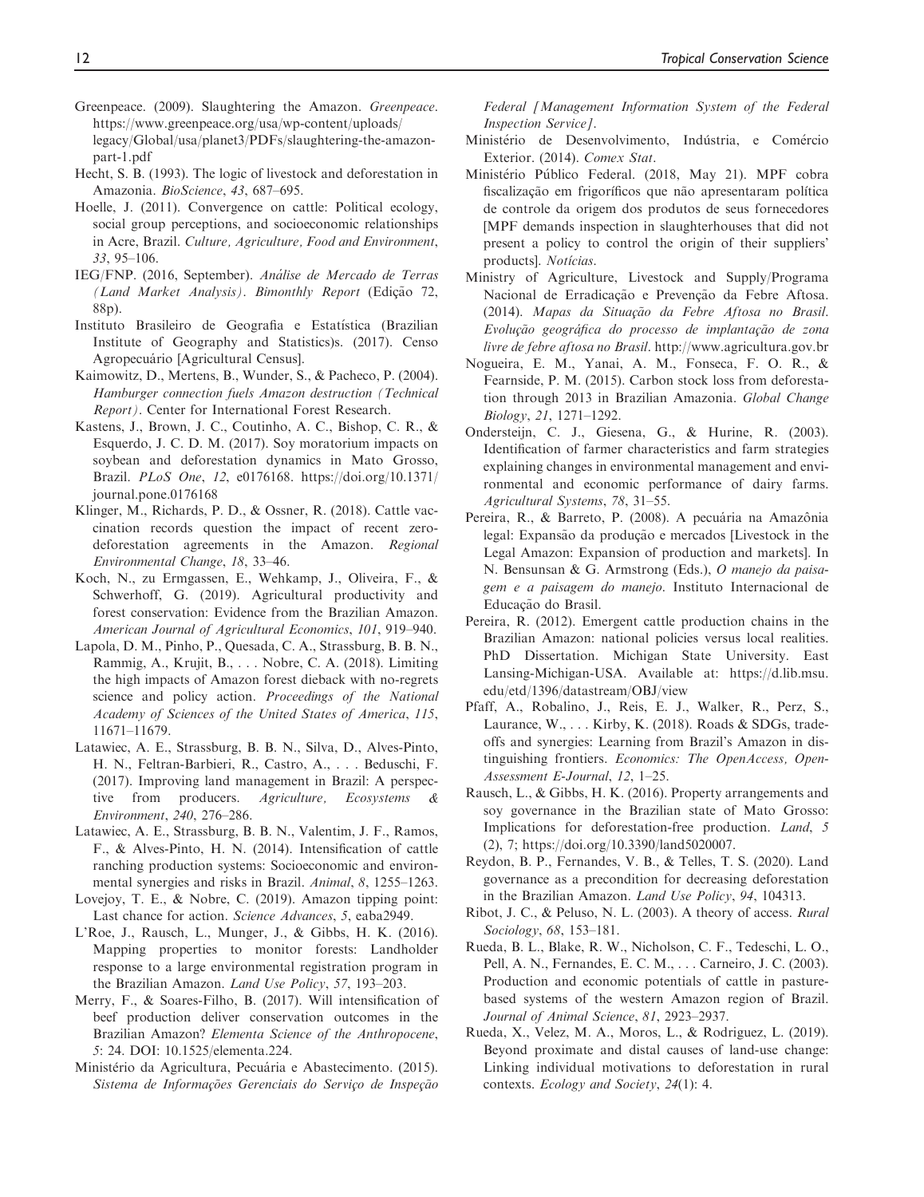Greenpeace. (2009). Slaughtering the Amazon. *Greenpeace*. https://www.greenpeace.org/usa/wp-content/uploads/legacy/Global/usa/planet3/PDFs/slaughtering-the-amazon-part-1.pdf

Hecht, S. B. (1993). The logic of livestock and deforestation in Amazonia. *BioScience*, *43*, 687–695.

Hoelle, J. (2011). Convergence on cattle: Political ecology, social group perceptions, and socioeconomic relationships in Acre, Brazil. *Culture, Agriculture, Food and Environment*, *33*, 95–106.

IEG/FNP. (2016, September). *Análise de Mercado de Terras (Land Market Analysis)*. *Bimonthly Report* (Edição 72, 88p).

Instituto Brasileiro de Geografia e Estatística (Brazilian Institute of Geography and Statistics)s. (2017). Censo Agropecuário [Agricultural Census].

Kaimowitz, D., Mertens, B., Wunder, S., & Pacheco, P. (2004). *Hamburger connection fuels Amazon destruction (Technical Report)*. Center for International Forest Research.

Kastens, J., Brown, J. C., Coutinho, A. C., Bishop, C. R., & Esquerdo, J. C. D. M. (2017). Soy moratorium impacts on soybean and deforestation dynamics in Mato Grosso, Brazil. *PLoS One*, *12*, e0176168. https://doi.org/10.1371/journal.pone.0176168

Klinger, M., Richards, P. D., & Ossner, R. (2018). Cattle vaccination records question the impact of recent zero-deforestation agreements in the Amazon. *Regional Environmental Change*, *18*, 33–46.

Koch, N., zu Ermgassen, E., Wehkamp, J., Oliveira, F., & Schwerhoff, G. (2019). Agricultural productivity and forest conservation: Evidence from the Brazilian Amazon. *American Journal of Agricultural Economics*, *101*, 919–940.

Lapola, D. M., Pinho, P., Quesada, C. A., Strassburg, B. B. N., Rammig, A., Krujit, B., . . . Nobre, C. A. (2018). Limiting the high impacts of Amazon forest dieback with no-regrets science and policy action. *Proceedings of the National Academy of Sciences of the United States of America*, *115*, 11671–11679.

Latawiec, A. E., Strassburg, B. B. N., Silva, D., Alves-Pinto, H. N., Feltran-Barbieri, R., Castro, A., . . . Beduschi, F. (2017). Improving land management in Brazil: A perspective from producers. *Agriculture, Ecosystems & Environment*, *240*, 276–286.

Latawiec, A. E., Strassburg, B. B. N., Valentim, J. F., Ramos, F., & Alves-Pinto, H. N. (2014). Intensification of cattle ranching production systems: Socioeconomic and environmental synergies and risks in Brazil. *Animal*, *8*, 1255–1263.

Lovejoy, T. E., & Nobre, C. (2019). Amazon tipping point: Last chance for action. *Science Advances*, *5*, eaba2949.

L'Roe, J., Rausch, L., Munger, J., & Gibbs, H. K. (2016). Mapping properties to monitor forests: Landholder response to a large environmental registration program in the Brazilian Amazon. *Land Use Policy*, *57*, 193–203.

Merry, F., & Soares-Filho, B. (2017). Will intensification of beef production deliver conservation outcomes in the Brazilian Amazon? *Elementa Science of the Anthropocene*, *5*: 24. DOI: 10.1525/elementa.224.

Ministério da Agricultura, Pecuária e Abastecimento. (2015). *Sistema de Informações Gerenciais do Serviço de Inspeção Federal [Management Information System of the Federal Inspection Service]*.

Ministério de Desenvolvimento, Indústria, e Comércio Exterior. (2014). *Comex Stat*.

Ministério Público Federal. (2018, May 21). MPF cobra fiscalização em frigoríficos que não apresentaram política de controle da origem dos produtos de seus fornecedores [MPF demands inspection in slaughterhouses that did not present a policy to control the origin of their suppliers' products]. *Notícias*.

Ministry of Agriculture, Livestock and Supply/Programa Nacional de Erradicação e Prevenção da Febre Aftosa. (2014). *Mapas da Situação da Febre Aftosa no Brasil. Evolução geográfica do processo de implantação de zona livre de febre aftosa no Brasil*. http://www.agricultura.gov.br

Nogueira, E. M., Yanai, A. M., Fonseca, F. O. R., & Fearnside, P. M. (2015). Carbon stock loss from deforestation through 2013 in Brazilian Amazonia. *Global Change Biology*, *21*, 1271–1292.

Ondersteijn, C. J., Giesena, G., & Hurine, R. (2003). Identification of farmer characteristics and farm strategies explaining changes in environmental management and environmental and economic performance of dairy farms. *Agricultural Systems*, *78*, 31–55.

Pereira, R., & Barreto, P. (2008). A pecuária na Amazônia legal: Expansão da produção e mercados [Livestock in the Legal Amazon: Expansion of production and markets]. In N. Bensunsan & G. Armstrong (Eds.), *O manejo da paisagem e a paisagem do manejo*. Instituto Internacional de Educação do Brasil.

Pereira, R. (2012). Emergent cattle production chains in the Brazilian Amazon: national policies versus local realities. PhD Dissertation. Michigan State University. East Lansing-Michigan-USA. Available at: https://d.lib.msu.edu/etd/1396/datastream/OBJ/view

Pfaff, A., Robalino, J., Reis, E. J., Walker, R., Perz, S., Laurance, W., . . . Kirby, K. (2018). Roads & SDGs, tradeoffs and synergies: Learning from Brazil's Amazon in distinguishing frontiers. *Economics: The OpenAccess, Open-Assessment E-Journal*, *12*, 1–25.

Rausch, L., & Gibbs, H. K. (2016). Property arrangements and soy governance in the Brazilian state of Mato Grosso: Implications for deforestation-free production. *Land*, *5* (2), 7; https://doi.org/10.3390/land5020007.

Reydon, B. P., Fernandes, V. B., & Telles, T. S. (2020). Land governance as a precondition for decreasing deforestation in the Brazilian Amazon. *Land Use Policy*, *94*, 104313.

Ribot, J. C., & Peluso, N. L. (2003). A theory of access. *Rural Sociology*, *68*, 153–181.

Rueda, B. L., Blake, R. W., Nicholson, C. F., Tedeschi, L. O., Pell, A. N., Fernandes, E. C. M., . . . Carneiro, J. C. (2003). Production and economic potentials of cattle in pasture-based systems of the western Amazon region of Brazil. *Journal of Animal Science*, *81*, 2923–2937.

Rueda, X., Velez, M. A., Moros, L., & Rodriguez, L. (2019). Beyond proximate and distal causes of land-use change: Linking individual motivations to deforestation in rural contexts. *Ecology and Society*, *24*(1): 4.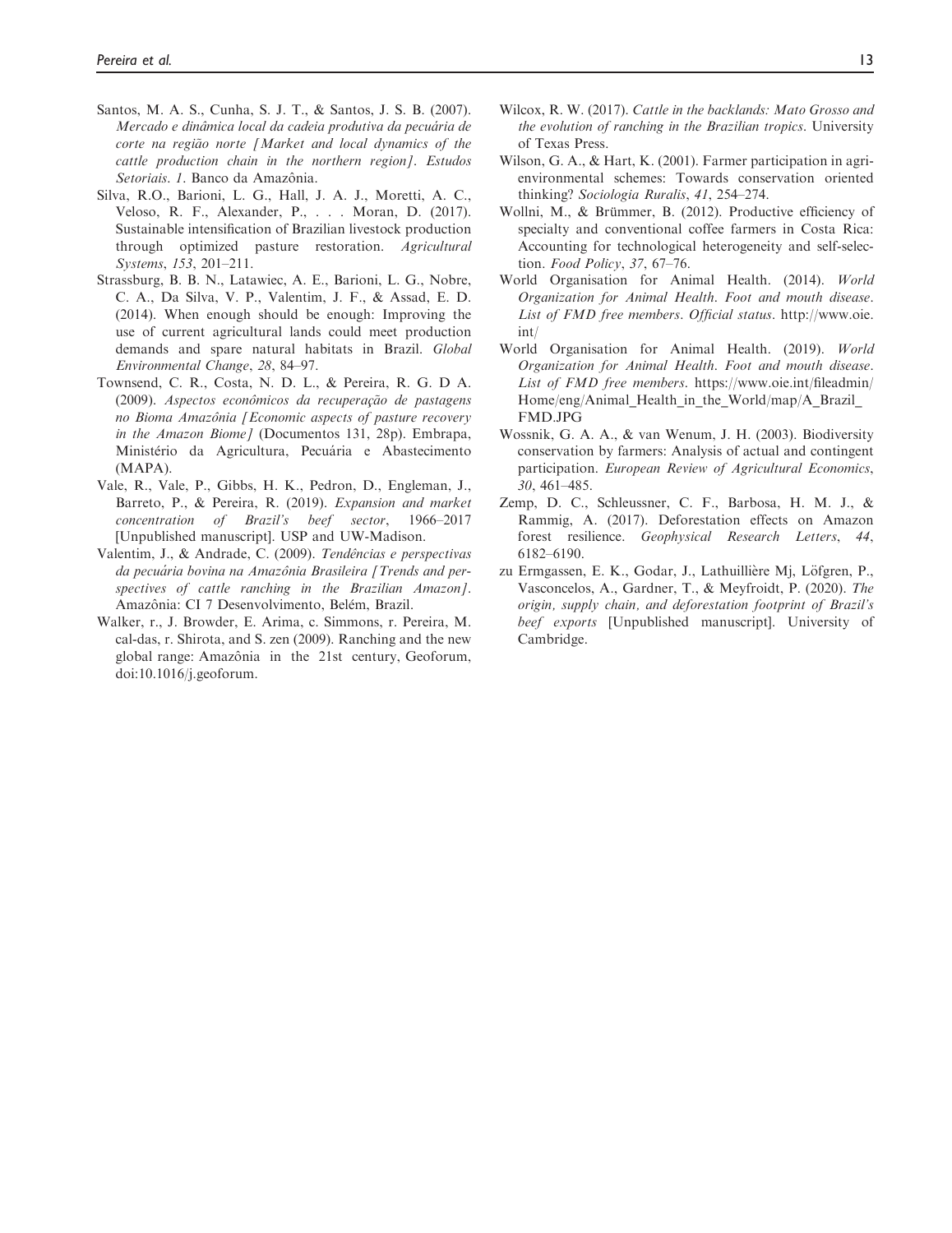Santos, M. A. S., Cunha, S. J. T., & Santos, J. S. B. (2007). *Mercado e dinâmica local da cadeia produtiva da pecuária de corte na região norte [Market and local dynamics of the cattle production chain in the northern region]. Estudos Setoriais. 1*. Banco da Amazônia.

Silva, R.O., Barioni, L. G., Hall, J. A. J., Moretti, A. C., Veloso, R. F., Alexander, P., . . . Moran, D. (2017). Sustainable intensification of Brazilian livestock production through optimized pasture restoration. *Agricultural Systems*, *153*, 201–211.

Strassburg, B. B. N., Latawiec, A. E., Barioni, L. G., Nobre, C. A., Da Silva, V. P., Valentim, J. F., & Assad, E. D. (2014). When enough should be enough: Improving the use of current agricultural lands could meet production demands and spare natural habitats in Brazil. *Global Environmental Change*, *28*, 84–97.

Townsend, C. R., Costa, N. D. L., & Pereira, R. G. D A. (2009). *Aspectos econômicos da recuperação de pastagens no Bioma Amazônia [Economic aspects of pasture recovery in the Amazon Biome]* (Documentos 131, 28p). Embrapa, Ministério da Agricultura, Pecuária e Abastecimento (MAPA).

Vale, R., Vale, P., Gibbs, H. K., Pedron, D., Engleman, J., Barreto, P., & Pereira, R. (2019). *Expansion and market concentration of Brazil's beef sector*, 1966–2017 [Unpublished manuscript]. USP and UW-Madison.

Valentim, J., & Andrade, C. (2009). *Tendências e perspectivas da pecuária bovina na Amazônia Brasileira [Trends and perspectives of cattle ranching in the Brazilian Amazon]*. Amazônia: CI 7 Desenvolvimento, Belém, Brazil.

Walker, r., J. Browder, E. Arima, c. Simmons, r. Pereira, M. cal-das, r. Shirota, and S. zen (2009). Ranching and the new global range: Amazônia in the 21st century, Geoforum, doi:10.1016/j.geoforum.

Wilcox, R. W. (2017). *Cattle in the backlands: Mato Grosso and the evolution of ranching in the Brazilian tropics*. University of Texas Press.

Wilson, G. A., & Hart, K. (2001). Farmer participation in agri-environmental schemes: Towards conservation oriented thinking? *Sociologia Ruralis*, *41*, 254–274.

Wollni, M., & Brümmer, B. (2012). Productive efficiency of specialty and conventional coffee farmers in Costa Rica: Accounting for technological heterogeneity and self-selection. *Food Policy*, *37*, 67–76.

World Organisation for Animal Health. (2014). *World Organization for Animal Health. Foot and mouth disease. List of FMD free members. Official status*. http://www.oie.int/

World Organisation for Animal Health. (2019). *World Organization for Animal Health. Foot and mouth disease. List of FMD free members*. https://www.oie.int/fileadmin/Home/eng/Animal_Health_in_the_World/map/A_Brazil_FMD.JPG

Wossnik, G. A. A., & van Wenum, J. H. (2003). Biodiversity conservation by farmers: Analysis of actual and contingent participation. *European Review of Agricultural Economics*, *30*, 461–485.

Zemp, D. C., Schleussner, C. F., Barbosa, H. M. J., & Rammig, A. (2017). Deforestation effects on Amazon forest resilience. *Geophysical Research Letters*, *44*, 6182–6190.

zu Ermgassen, E. K., Godar, J., Lathuillière Mj, Löfgren, P., Vasconcelos, A., Gardner, T., & Meyfroidt, P. (2020). *The origin, supply chain, and deforestation footprint of Brazil's beef exports* [Unpublished manuscript]. University of Cambridge.